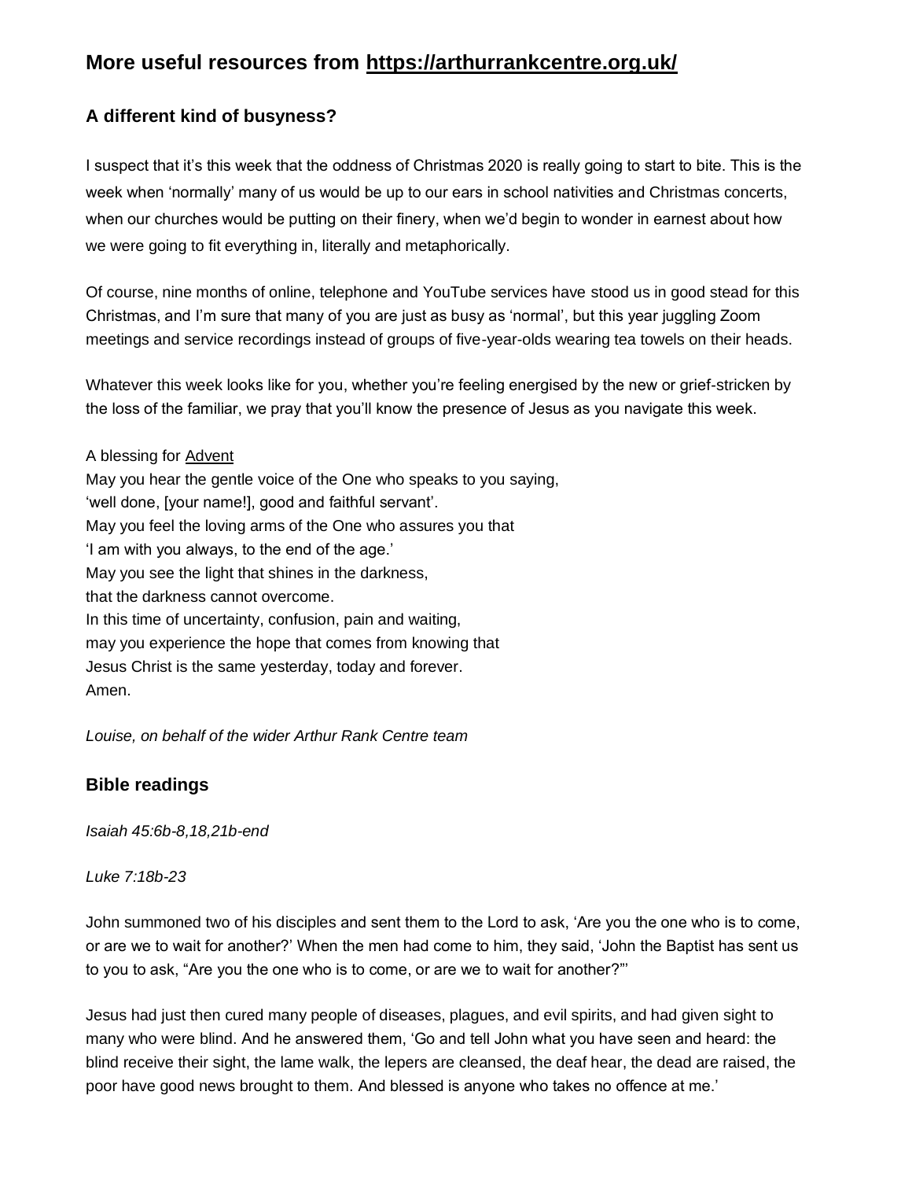# More useful resources from https://arthurrankcentre.org.uk/

## A different kind of busyness?

I suspect that it's this week that the oddness of Christmas 2020 is really going to start to bite. This is the week when 'normally' many of us would be up to our ears in school nativities and Christmas concerts, when our churches would be putting on their finery, when we'd begin to wonder in earnest about how we were going to fit everything in, literally and metaphorically.

Of course, nine months of online, telephone and YouTube services have stood us in good stead for this Christmas, and I'm sure that many of you are just as busy as 'normal', but this year juggling Zoom meetings and service recordings instead of groups of five-year-olds wearing tea towels on their heads.

Whatever this week looks like for you, whether you're feeling energised by the new or grief-stricken by the loss of the familiar, we pray that you'll know the presence of Jesus as you navigate this week.

A blessing for Advent
May you hear the gentle voice of the One who speaks to you saying,
'well done, [your name!], good and faithful servant'.
May you feel the loving arms of the One who assures you that
'I am with you always, to the end of the age.'
May you see the light that shines in the darkness,
that the darkness cannot overcome.
In this time of uncertainty, confusion, pain and waiting,
may you experience the hope that comes from knowing that
Jesus Christ is the same yesterday, today and forever.
Amen.

*Louise, on behalf of the wider Arthur Rank Centre team*

## Bible readings

*Isaiah 45:6b-8,18,21b-end*

*Luke 7:18b-23*

John summoned two of his disciples and sent them to the Lord to ask, 'Are you the one who is to come, or are we to wait for another?' When the men had come to him, they said, 'John the Baptist has sent us to you to ask, "Are you the one who is to come, or are we to wait for another?"'

Jesus had just then cured many people of diseases, plagues, and evil spirits, and had given sight to many who were blind. And he answered them, 'Go and tell John what you have seen and heard: the blind receive their sight, the lame walk, the lepers are cleansed, the deaf hear, the dead are raised, the poor have good news brought to them. And blessed is anyone who takes no offence at me.'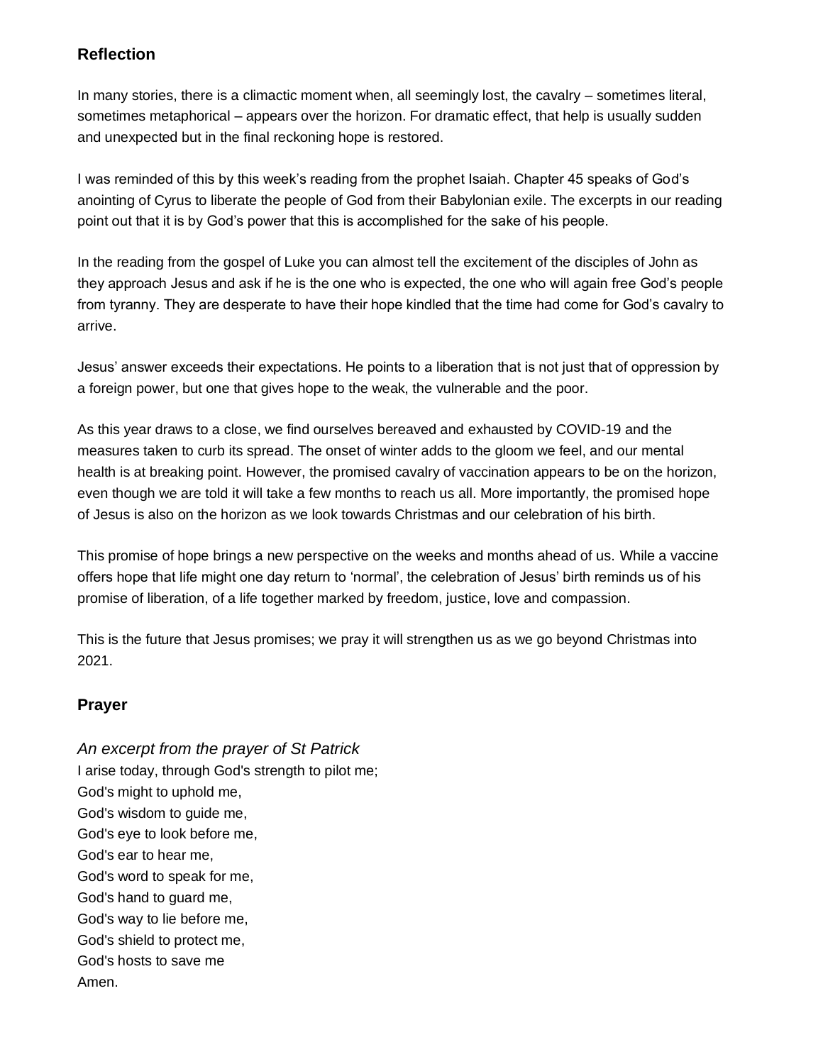## Reflection

In many stories, there is a climactic moment when, all seemingly lost, the cavalry – sometimes literal, sometimes metaphorical – appears over the horizon. For dramatic effect, that help is usually sudden and unexpected but in the final reckoning hope is restored.

I was reminded of this by this week's reading from the prophet Isaiah. Chapter 45 speaks of God's anointing of Cyrus to liberate the people of God from their Babylonian exile. The excerpts in our reading point out that it is by God's power that this is accomplished for the sake of his people.

In the reading from the gospel of Luke you can almost tell the excitement of the disciples of John as they approach Jesus and ask if he is the one who is expected, the one who will again free God's people from tyranny. They are desperate to have their hope kindled that the time had come for God's cavalry to arrive.

Jesus' answer exceeds their expectations. He points to a liberation that is not just that of oppression by a foreign power, but one that gives hope to the weak, the vulnerable and the poor.

As this year draws to a close, we find ourselves bereaved and exhausted by COVID-19 and the measures taken to curb its spread. The onset of winter adds to the gloom we feel, and our mental health is at breaking point. However, the promised cavalry of vaccination appears to be on the horizon, even though we are told it will take a few months to reach us all. More importantly, the promised hope of Jesus is also on the horizon as we look towards Christmas and our celebration of his birth.

This promise of hope brings a new perspective on the weeks and months ahead of us. While a vaccine offers hope that life might one day return to 'normal', the celebration of Jesus' birth reminds us of his promise of liberation, of a life together marked by freedom, justice, love and compassion.

This is the future that Jesus promises; we pray it will strengthen us as we go beyond Christmas into 2021.

## Prayer

*An excerpt from the prayer of St Patrick*

I arise today, through God's strength to pilot me;
God's might to uphold me,
God's wisdom to guide me,
God's eye to look before me,
God's ear to hear me,
God's word to speak for me,
God's hand to guard me,
God's way to lie before me,
God's shield to protect me,
God's hosts to save me
Amen.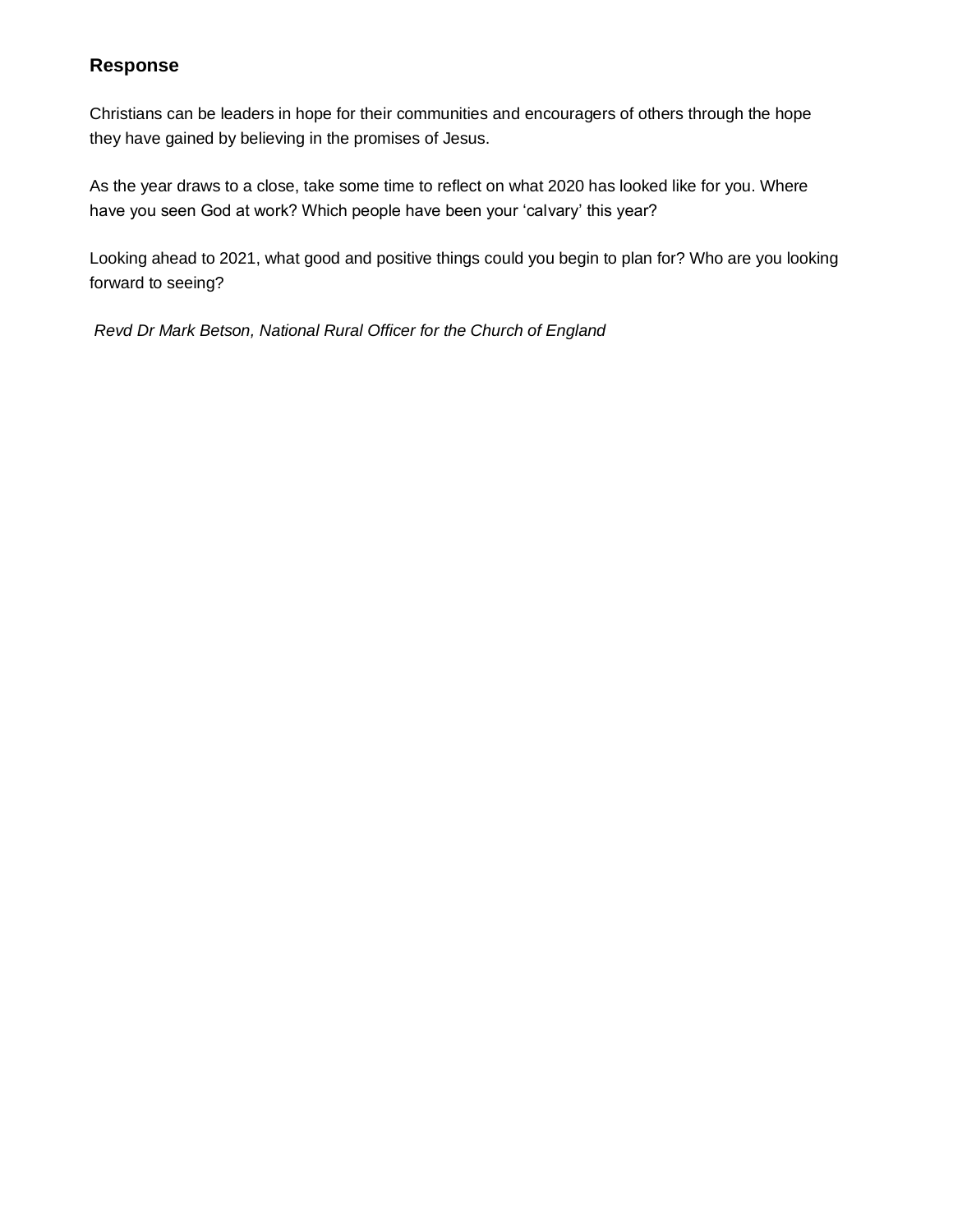## Response

Christians can be leaders in hope for their communities and encouragers of others through the hope they have gained by believing in the promises of Jesus.

As the year draws to a close, take some time to reflect on what 2020 has looked like for you. Where have you seen God at work? Which people have been your 'calvary' this year?

Looking ahead to 2021, what good and positive things could you begin to plan for? Who are you looking forward to seeing?

*Revd Dr Mark Betson, National Rural Officer for the Church of England*